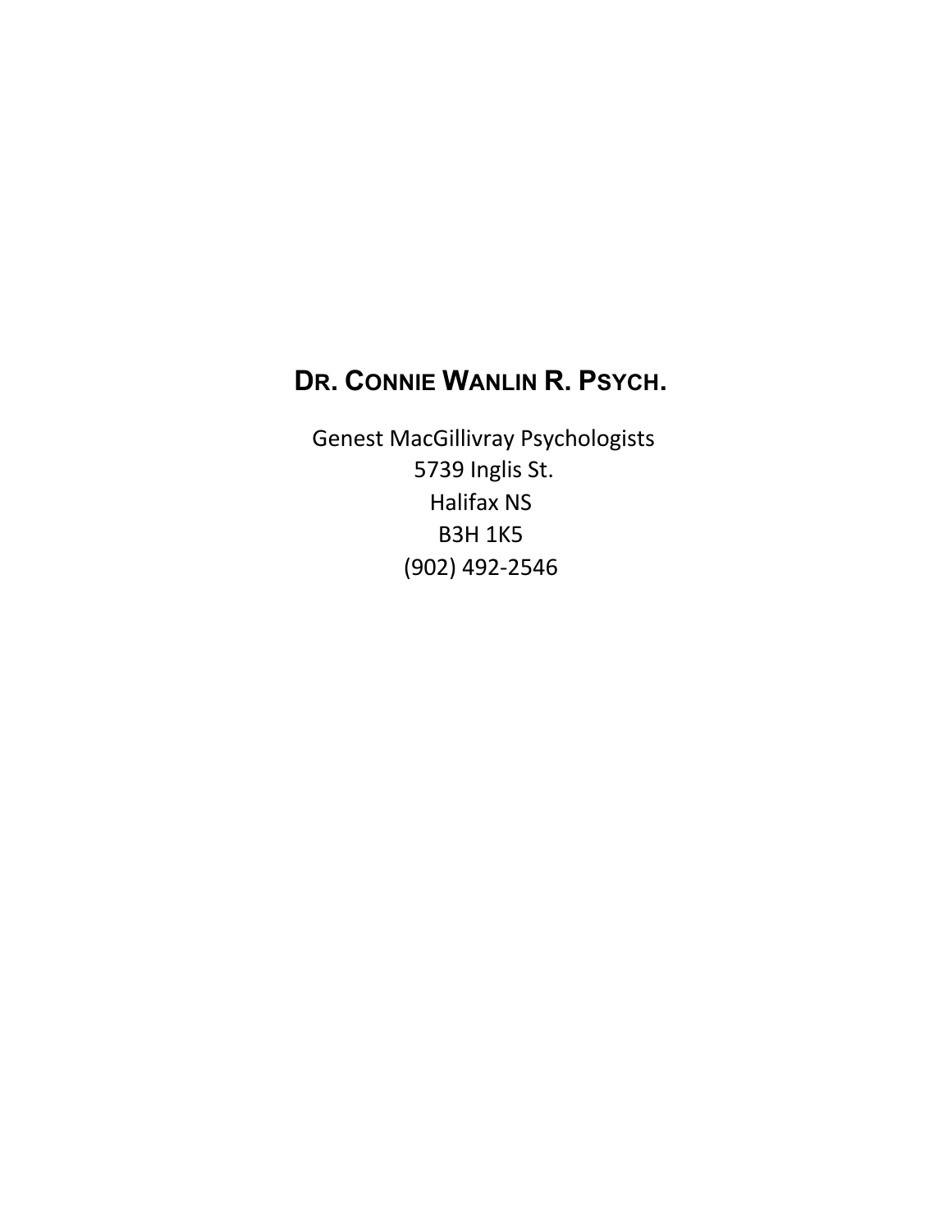# Dr. Connie Wanlin R. Psych.

Genest MacGillivray Psychologists
5739 Inglis St.
Halifax NS
B3H 1K5
(902) 492-2546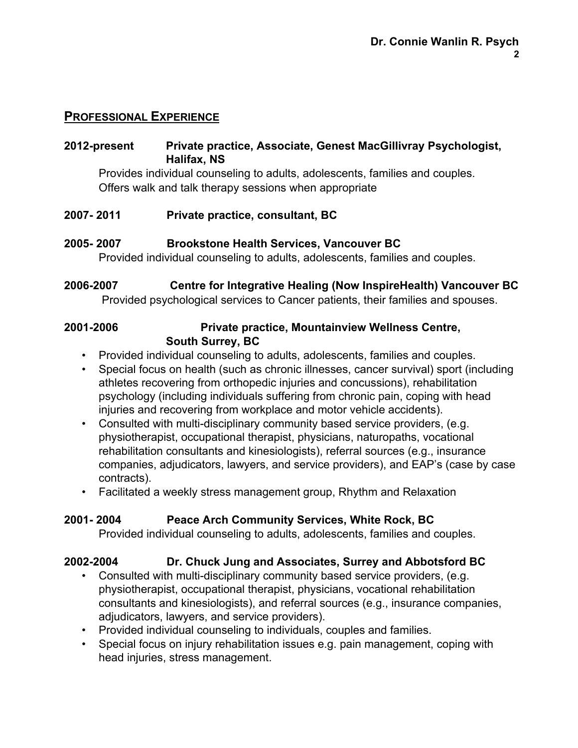## PROFESSIONAL EXPERIENCE

**2012-present Private practice, Associate, Genest MacGillivray Psychologist, Halifax, NS**

Provides individual counseling to adults, adolescents, families and couples. Offers walk and talk therapy sessions when appropriate

**2007- 2011 Private practice, consultant, BC**

**2005- 2007 Brookstone Health Services, Vancouver BC**

Provided individual counseling to adults, adolescents, families and couples.

**2006-2007 Centre for Integrative Healing (Now InspireHealth) Vancouver BC**

Provided psychological services to Cancer patients, their families and spouses.

**2001-2006 Private practice, Mountainview Wellness Centre, South Surrey, BC**

- Provided individual counseling to adults, adolescents, families and couples.
- Special focus on health (such as chronic illnesses, cancer survival) sport (including athletes recovering from orthopedic injuries and concussions), rehabilitation psychology (including individuals suffering from chronic pain, coping with head injuries and recovering from workplace and motor vehicle accidents).
- Consulted with multi-disciplinary community based service providers, (e.g. physiotherapist, occupational therapist, physicians, naturopaths, vocational rehabilitation consultants and kinesiologists), referral sources (e.g., insurance companies, adjudicators, lawyers, and service providers), and EAP's (case by case contracts).
- Facilitated a weekly stress management group, Rhythm and Relaxation

**2001- 2004 Peace Arch Community Services, White Rock, BC**

Provided individual counseling to adults, adolescents, families and couples.

**2002-2004 Dr. Chuck Jung and Associates, Surrey and Abbotsford BC**

- Consulted with multi-disciplinary community based service providers, (e.g. physiotherapist, occupational therapist, physicians, vocational rehabilitation consultants and kinesiologists), and referral sources (e.g., insurance companies, adjudicators, lawyers, and service providers).
- Provided individual counseling to individuals, couples and families.
- Special focus on injury rehabilitation issues e.g. pain management, coping with head injuries, stress management.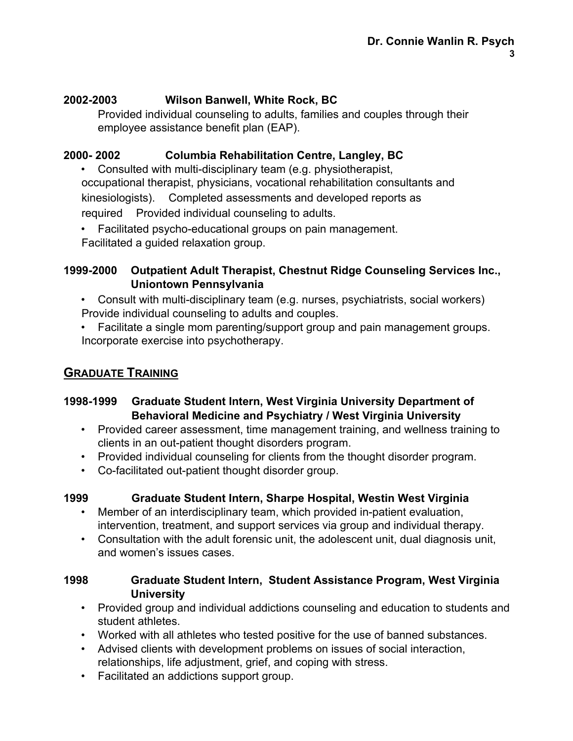**2002-2003 Wilson Banwell, White Rock, BC**

Provided individual counseling to adults, families and couples through their employee assistance benefit plan (EAP).

**2000- 2002 Columbia Rehabilitation Centre, Langley, BC**

- Consulted with multi-disciplinary team (e.g. physiotherapist, occupational therapist, physicians, vocational rehabilitation consultants and kinesiologists). Completed assessments and developed reports as required Provided individual counseling to adults.
- Facilitated psycho-educational groups on pain management. Facilitated a guided relaxation group.

**1999-2000 Outpatient Adult Therapist, Chestnut Ridge Counseling Services Inc., Uniontown Pennsylvania**

- Consult with multi-disciplinary team (e.g. nurses, psychiatrists, social workers) Provide individual counseling to adults and couples.
- Facilitate a single mom parenting/support group and pain management groups. Incorporate exercise into psychotherapy.

## GRADUATE TRAINING

**1998-1999 Graduate Student Intern, West Virginia University Department of Behavioral Medicine and Psychiatry / West Virginia University**

- Provided career assessment, time management training, and wellness training to clients in an out-patient thought disorders program.
- Provided individual counseling for clients from the thought disorder program.
- Co-facilitated out-patient thought disorder group.

**1999 Graduate Student Intern, Sharpe Hospital, Westin West Virginia**

- Member of an interdisciplinary team, which provided in-patient evaluation, intervention, treatment, and support services via group and individual therapy.
- Consultation with the adult forensic unit, the adolescent unit, dual diagnosis unit, and women's issues cases.

**1998 Graduate Student Intern, Student Assistance Program, West Virginia University**

- Provided group and individual addictions counseling and education to students and student athletes.
- Worked with all athletes who tested positive for the use of banned substances.
- Advised clients with development problems on issues of social interaction, relationships, life adjustment, grief, and coping with stress.
- Facilitated an addictions support group.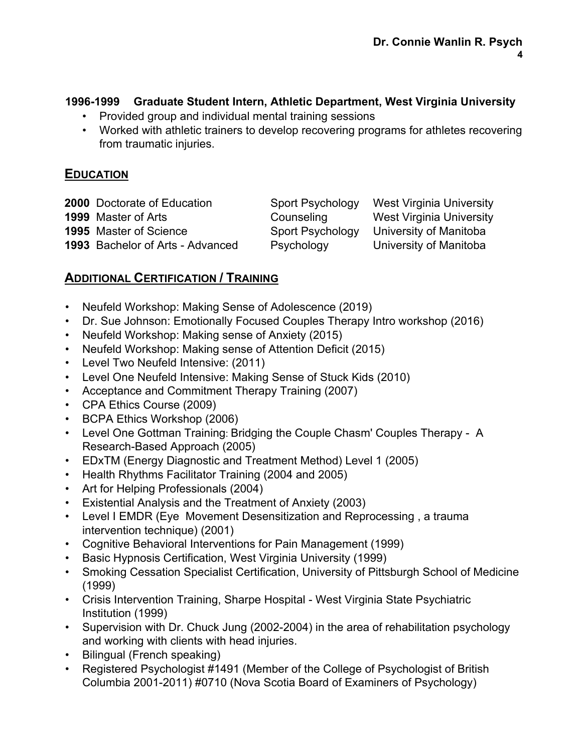**1996-1999 Graduate Student Intern, Athletic Department, West Virginia University**

- Provided group and individual mental training sessions
- Worked with athletic trainers to develop recovering programs for athletes recovering from traumatic injuries.

## EDUCATION

| | | |
|---|---|---|
| **2000** Doctorate of Education | Sport Psychology | West Virginia University |
| **1999** Master of Arts | Counseling | West Virginia University |
| **1995** Master of Science | Sport Psychology | University of Manitoba |
| **1993** Bachelor of Arts - Advanced | Psychology | University of Manitoba |

## ADDITIONAL CERTIFICATION / TRAINING

- Neufeld Workshop: Making Sense of Adolescence (2019)
- Dr. Sue Johnson: Emotionally Focused Couples Therapy Intro workshop (2016)
- Neufeld Workshop: Making sense of Anxiety (2015)
- Neufeld Workshop: Making sense of Attention Deficit (2015)
- Level Two Neufeld Intensive: (2011)
- Level One Neufeld Intensive: Making Sense of Stuck Kids (2010)
- Acceptance and Commitment Therapy Training (2007)
- CPA Ethics Course (2009)
- BCPA Ethics Workshop (2006)
- Level One Gottman Training: Bridging the Couple Chasm' Couples Therapy - A Research-Based Approach (2005)
- EDxTM (Energy Diagnostic and Treatment Method) Level 1 (2005)
- Health Rhythms Facilitator Training (2004 and 2005)
- Art for Helping Professionals (2004)
- Existential Analysis and the Treatment of Anxiety (2003)
- Level I EMDR (Eye Movement Desensitization and Reprocessing , a trauma intervention technique) (2001)
- Cognitive Behavioral Interventions for Pain Management (1999)
- Basic Hypnosis Certification, West Virginia University (1999)
- Smoking Cessation Specialist Certification, University of Pittsburgh School of Medicine (1999)
- Crisis Intervention Training, Sharpe Hospital - West Virginia State Psychiatric Institution (1999)
- Supervision with Dr. Chuck Jung (2002-2004) in the area of rehabilitation psychology and working with clients with head injuries.
- Bilingual (French speaking)
- Registered Psychologist #1491 (Member of the College of Psychologist of British Columbia 2001-2011) #0710 (Nova Scotia Board of Examiners of Psychology)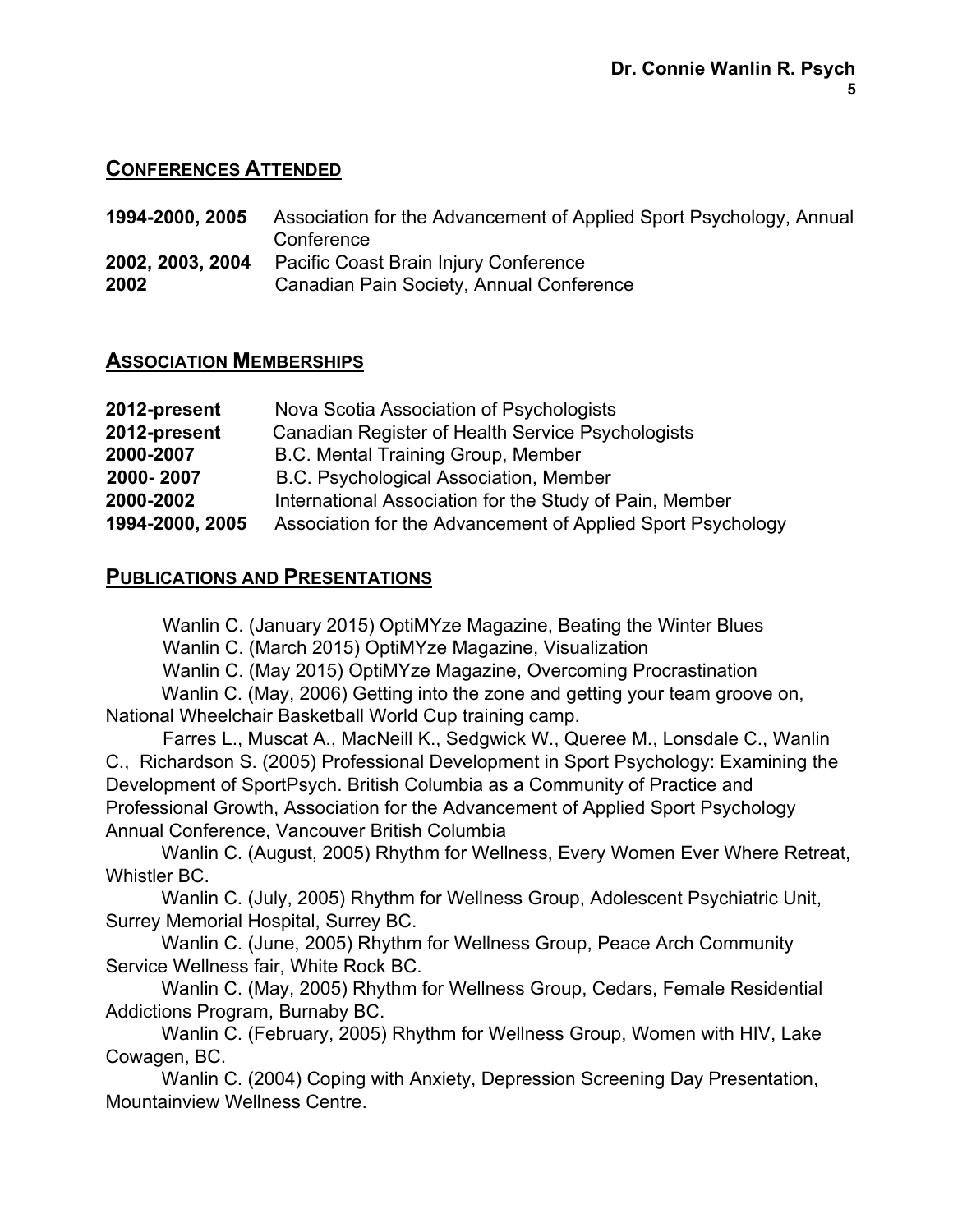## Conferences Attended

| | |
|---|---|
| **1994-2000, 2005** | Association for the Advancement of Applied Sport Psychology, Annual Conference |
| **2002, 2003, 2004** | Pacific Coast Brain Injury Conference |
| **2002** | Canadian Pain Society, Annual Conference |

## Association Memberships

| | |
|---|---|
| **2012-present** | Nova Scotia Association of Psychologists |
| **2012-present** | Canadian Register of Health Service Psychologists |
| **2000-2007** | B.C. Mental Training Group, Member |
| **2000- 2007** | B.C. Psychological Association, Member |
| **2000-2002** | International Association for the Study of Pain, Member |
| **1994-2000, 2005** | Association for the Advancement of Applied Sport Psychology |

## Publications and Presentations

Wanlin C. (January 2015) OptiMYze Magazine, Beating the Winter Blues

Wanlin C. (March 2015) OptiMYze Magazine, Visualization

Wanlin C. (May 2015) OptiMYze Magazine, Overcoming Procrastination

Wanlin C. (May, 2006) Getting into the zone and getting your team groove on, National Wheelchair Basketball World Cup training camp.

Farres L., Muscat A., MacNeill K., Sedgwick W., Queree M., Lonsdale C., Wanlin C., Richardson S. (2005) Professional Development in Sport Psychology: Examining the Development of SportPsych. British Columbia as a Community of Practice and Professional Growth, Association for the Advancement of Applied Sport Psychology Annual Conference, Vancouver British Columbia

Wanlin C. (August, 2005) Rhythm for Wellness, Every Women Ever Where Retreat, Whistler BC.

Wanlin C. (July, 2005) Rhythm for Wellness Group, Adolescent Psychiatric Unit, Surrey Memorial Hospital, Surrey BC.

Wanlin C. (June, 2005) Rhythm for Wellness Group, Peace Arch Community Service Wellness fair, White Rock BC.

Wanlin C. (May, 2005) Rhythm for Wellness Group, Cedars, Female Residential Addictions Program, Burnaby BC.

Wanlin C. (February, 2005) Rhythm for Wellness Group, Women with HIV, Lake Cowagen, BC.

Wanlin C. (2004) Coping with Anxiety, Depression Screening Day Presentation, Mountainview Wellness Centre.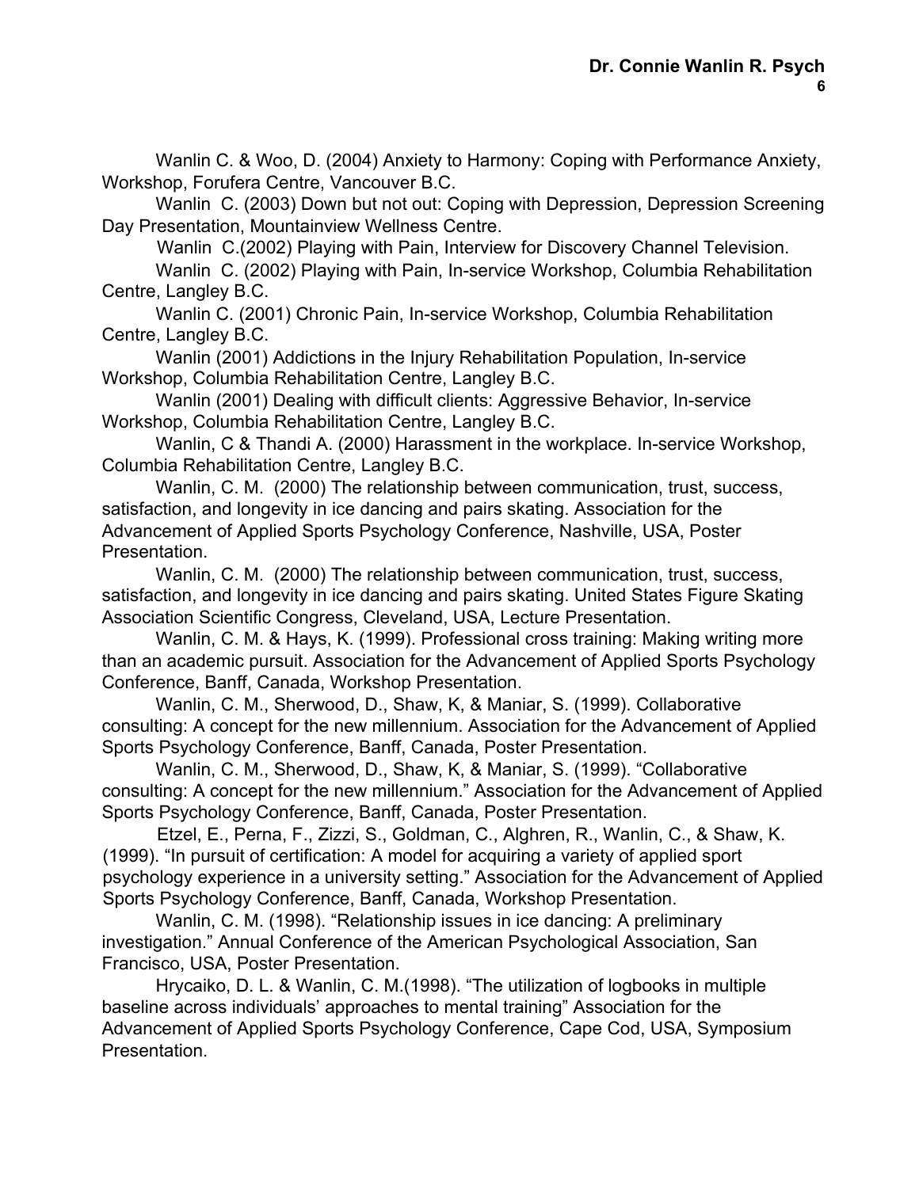Wanlin C. & Woo, D. (2004) Anxiety to Harmony: Coping with Performance Anxiety, Workshop, Forufera Centre, Vancouver B.C.

Wanlin C. (2003) Down but not out: Coping with Depression, Depression Screening Day Presentation, Mountainview Wellness Centre.

Wanlin C.(2002) Playing with Pain, Interview for Discovery Channel Television.

Wanlin C. (2002) Playing with Pain, In-service Workshop, Columbia Rehabilitation Centre, Langley B.C.

Wanlin C. (2001) Chronic Pain, In-service Workshop, Columbia Rehabilitation Centre, Langley B.C.

Wanlin (2001) Addictions in the Injury Rehabilitation Population, In-service Workshop, Columbia Rehabilitation Centre, Langley B.C.

Wanlin (2001) Dealing with difficult clients: Aggressive Behavior, In-service Workshop, Columbia Rehabilitation Centre, Langley B.C.

Wanlin, C & Thandi A. (2000) Harassment in the workplace. In-service Workshop, Columbia Rehabilitation Centre, Langley B.C.

Wanlin, C. M. (2000) The relationship between communication, trust, success, satisfaction, and longevity in ice dancing and pairs skating. Association for the Advancement of Applied Sports Psychology Conference, Nashville, USA, Poster Presentation.

Wanlin, C. M. (2000) The relationship between communication, trust, success, satisfaction, and longevity in ice dancing and pairs skating. United States Figure Skating Association Scientific Congress, Cleveland, USA, Lecture Presentation.

Wanlin, C. M. & Hays, K. (1999). Professional cross training: Making writing more than an academic pursuit. Association for the Advancement of Applied Sports Psychology Conference, Banff, Canada, Workshop Presentation.

Wanlin, C. M., Sherwood, D., Shaw, K, & Maniar, S. (1999). Collaborative consulting: A concept for the new millennium. Association for the Advancement of Applied Sports Psychology Conference, Banff, Canada, Poster Presentation.

Wanlin, C. M., Sherwood, D., Shaw, K, & Maniar, S. (1999). "Collaborative consulting: A concept for the new millennium." Association for the Advancement of Applied Sports Psychology Conference, Banff, Canada, Poster Presentation.

Etzel, E., Perna, F., Zizzi, S., Goldman, C., Alghren, R., Wanlin, C., & Shaw, K. (1999). "In pursuit of certification: A model for acquiring a variety of applied sport psychology experience in a university setting." Association for the Advancement of Applied Sports Psychology Conference, Banff, Canada, Workshop Presentation.

Wanlin, C. M. (1998). "Relationship issues in ice dancing: A preliminary investigation." Annual Conference of the American Psychological Association, San Francisco, USA, Poster Presentation.

Hrycaiko, D. L. & Wanlin, C. M.(1998). "The utilization of logbooks in multiple baseline across individuals' approaches to mental training" Association for the Advancement of Applied Sports Psychology Conference, Cape Cod, USA, Symposium Presentation.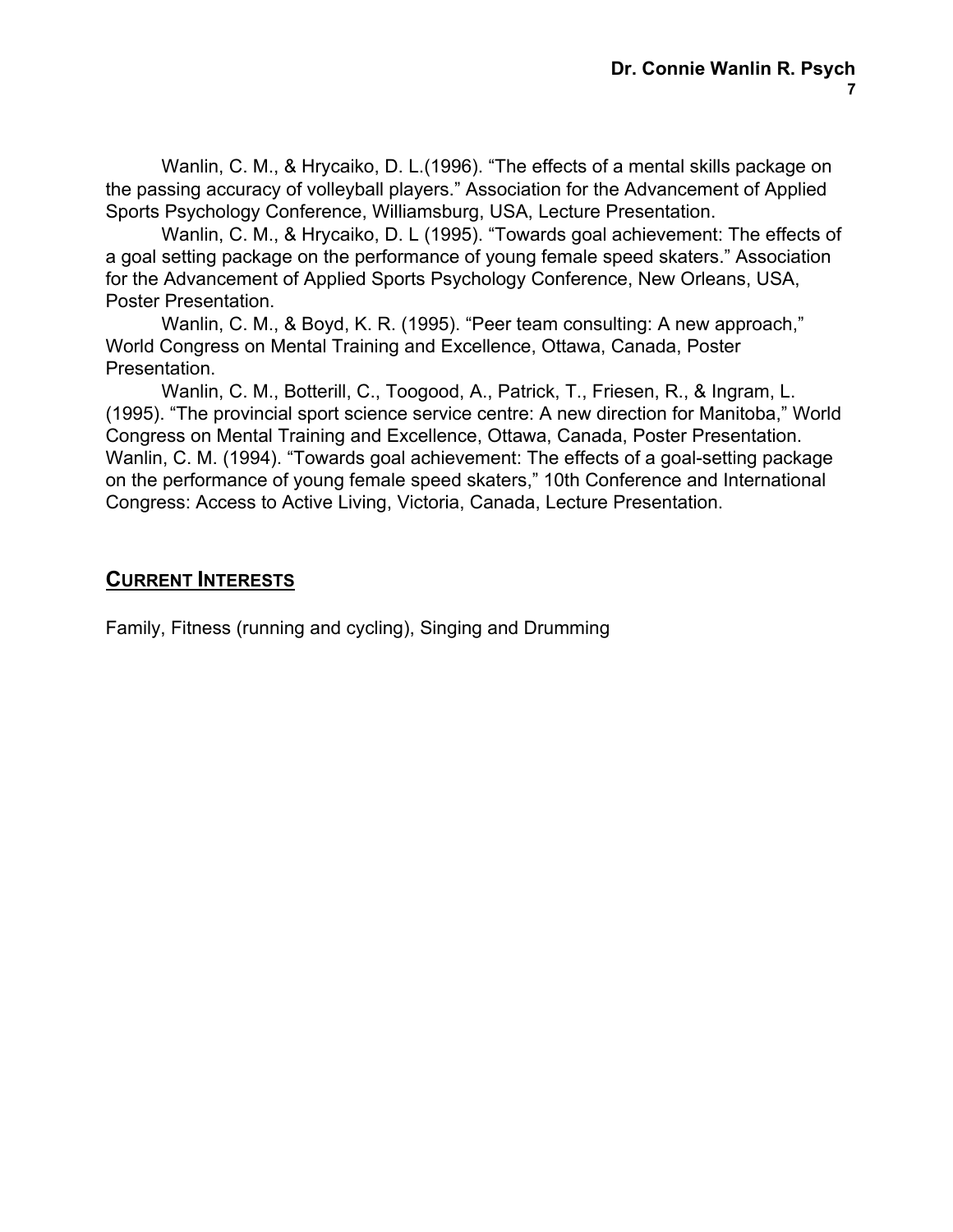Wanlin, C. M., & Hrycaiko, D. L.(1996). “The effects of a mental skills package on the passing accuracy of volleyball players.” Association for the Advancement of Applied Sports Psychology Conference, Williamsburg, USA, Lecture Presentation.

Wanlin, C. M., & Hrycaiko, D. L (1995). “Towards goal achievement: The effects of a goal setting package on the performance of young female speed skaters.” Association for the Advancement of Applied Sports Psychology Conference, New Orleans, USA, Poster Presentation.

Wanlin, C. M., & Boyd, K. R. (1995). “Peer team consulting: A new approach,” World Congress on Mental Training and Excellence, Ottawa, Canada, Poster Presentation.

Wanlin, C. M., Botterill, C., Toogood, A., Patrick, T., Friesen, R., & Ingram, L. (1995). “The provincial sport science service centre: A new direction for Manitoba,” World Congress on Mental Training and Excellence, Ottawa, Canada, Poster Presentation.

Wanlin, C. M. (1994). “Towards goal achievement: The effects of a goal-setting package on the performance of young female speed skaters,” 10th Conference and International Congress: Access to Active Living, Victoria, Canada, Lecture Presentation.

## CURRENT INTERESTS

Family, Fitness (running and cycling), Singing and Drumming